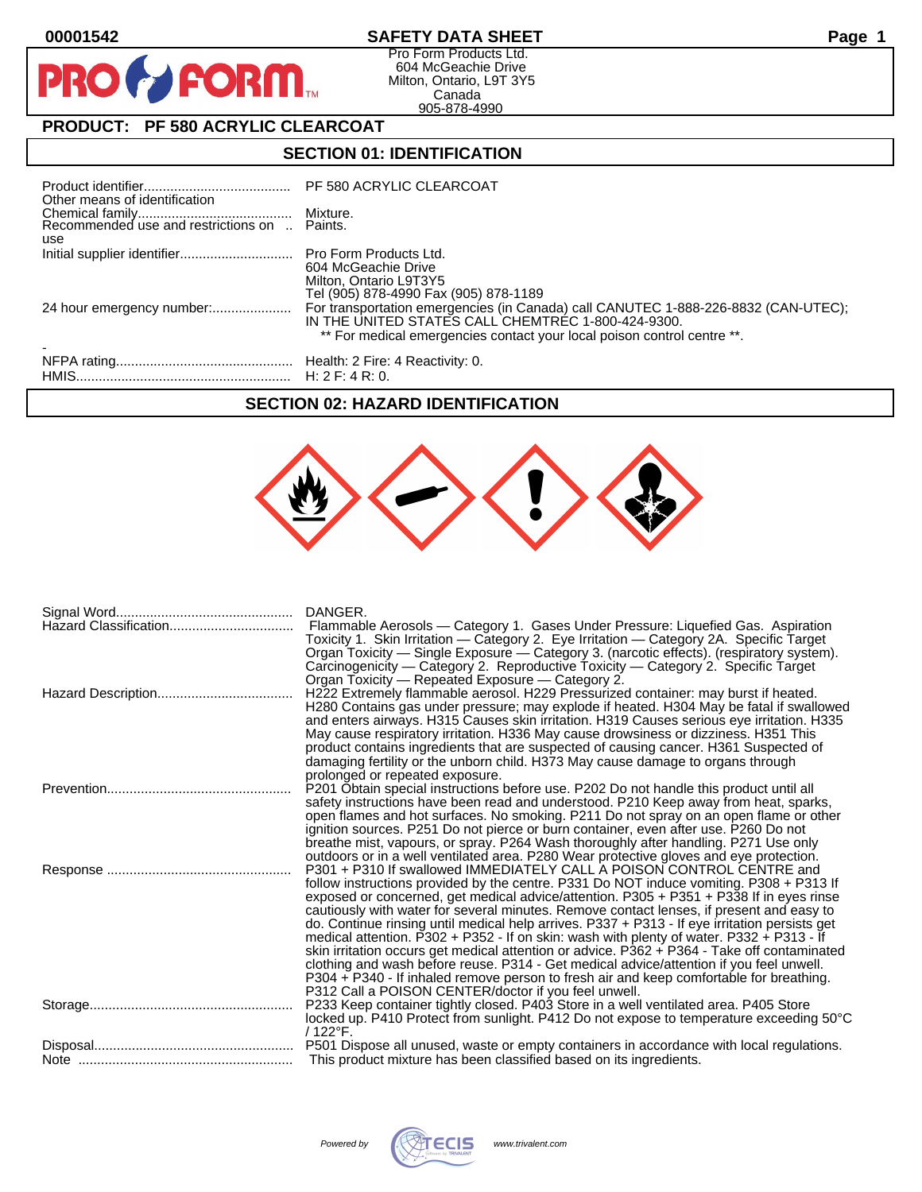00001542

# SAFETY DATA SHEET

Pro Form Products Ltd.
604 McGeachie Drive
Milton, Ontario, L9T 3Y5
Canada
905-878-4990

## PRODUCT: PF 580 ACRYLIC CLEARCOAT

## SECTION 01: IDENTIFICATION

| | |
|---|---|
| Product identifier | PF 580 ACRYLIC CLEARCOAT |
| Other means of identification | |
| Chemical family | Mixture. |
| Recommended use and restrictions on use | Paints. |
| Initial supplier identifier | Pro Form Products Ltd.<br>604 McGeachie Drive<br>Milton, Ontario L9T3Y5<br>Tel (905) 878-4990 Fax (905) 878-1189 |
| 24 hour emergency number: | For transportation emergencies (in Canada) call CANUTEC 1-888-226-8832 (CAN-UTEC); IN THE UNITED STATES CALL CHEMTREC 1-800-424-9300.<br>** For medical emergencies contact your local poison control centre **. |
| - | |
| NFPA rating | Health: 2 Fire: 4 Reactivity: 0. |
| HMIS | H: 2 F: 4 R: 0. |

## SECTION 02: HAZARD IDENTIFICATION

| | |
|---|---|
| Signal Word | DANGER. |
| Hazard Classification | Flammable Aerosols — Category 1. Gases Under Pressure: Liquefied Gas. Aspiration Toxicity 1. Skin Irritation — Category 2. Eye Irritation — Category 2A. Specific Target Organ Toxicity — Single Exposure — Category 3. (narcotic effects). (respiratory system). Carcinogenicity — Category 2. Reproductive Toxicity — Category 2. Specific Target Organ Toxicity — Repeated Exposure — Category 2. |
| Hazard Description | H222 Extremely flammable aerosol. H229 Pressurized container: may burst if heated. H280 Contains gas under pressure; may explode if heated. H304 May be fatal if swallowed and enters airways. H315 Causes skin irritation. H319 Causes serious eye irritation. H335 May cause respiratory irritation. H336 May cause drowsiness or dizziness. H351 This product contains ingredients that are suspected of causing cancer. H361 Suspected of damaging fertility or the unborn child. H373 May cause damage to organs through prolonged or repeated exposure. |
| Prevention | P201 Obtain special instructions before use. P202 Do not handle this product until all safety instructions have been read and understood. P210 Keep away from heat, sparks, open flames and hot surfaces. No smoking. P211 Do not spray on an open flame or other ignition sources. P251 Do not pierce or burn container, even after use. P260 Do not breathe mist, vapours, or spray. P264 Wash thoroughly after handling. P271 Use only outdoors or in a well ventilated area. P280 Wear protective gloves and eye protection. |
| Response | P301 + P310 If swallowed IMMEDIATELY CALL A POISON CONTROL CENTRE and follow instructions provided by the centre. P331 Do NOT induce vomiting. P308 + P313 If exposed or concerned, get medical advice/attention. P305 + P351 + P338 If in eyes rinse cautiously with water for several minutes. Remove contact lenses, if present and easy to do. Continue rinsing until medical help arrives. P337 + P313 - If eye irritation persists get medical attention. P302 + P352 - If on skin: wash with plenty of water. P332 + P313 - If skin irritation occurs get medical attention or advice. P362 + P364 - Take off contaminated clothing and wash before reuse. P314 - Get medical advice/attention if you feel unwell. P304 + P340 - If inhaled remove person to fresh air and keep comfortable for breathing. P312 Call a POISON CENTER/doctor if you feel unwell. |
| Storage | P233 Keep container tightly closed. P403 Store in a well ventilated area. P405 Store locked up. P410 Protect from sunlight. P412 Do not expose to temperature exceeding 50°C / 122°F. |
| Disposal | P501 Dispose all unused, waste or empty containers in accordance with local regulations. |
| Note | This product mixture has been classified based on its ingredients. |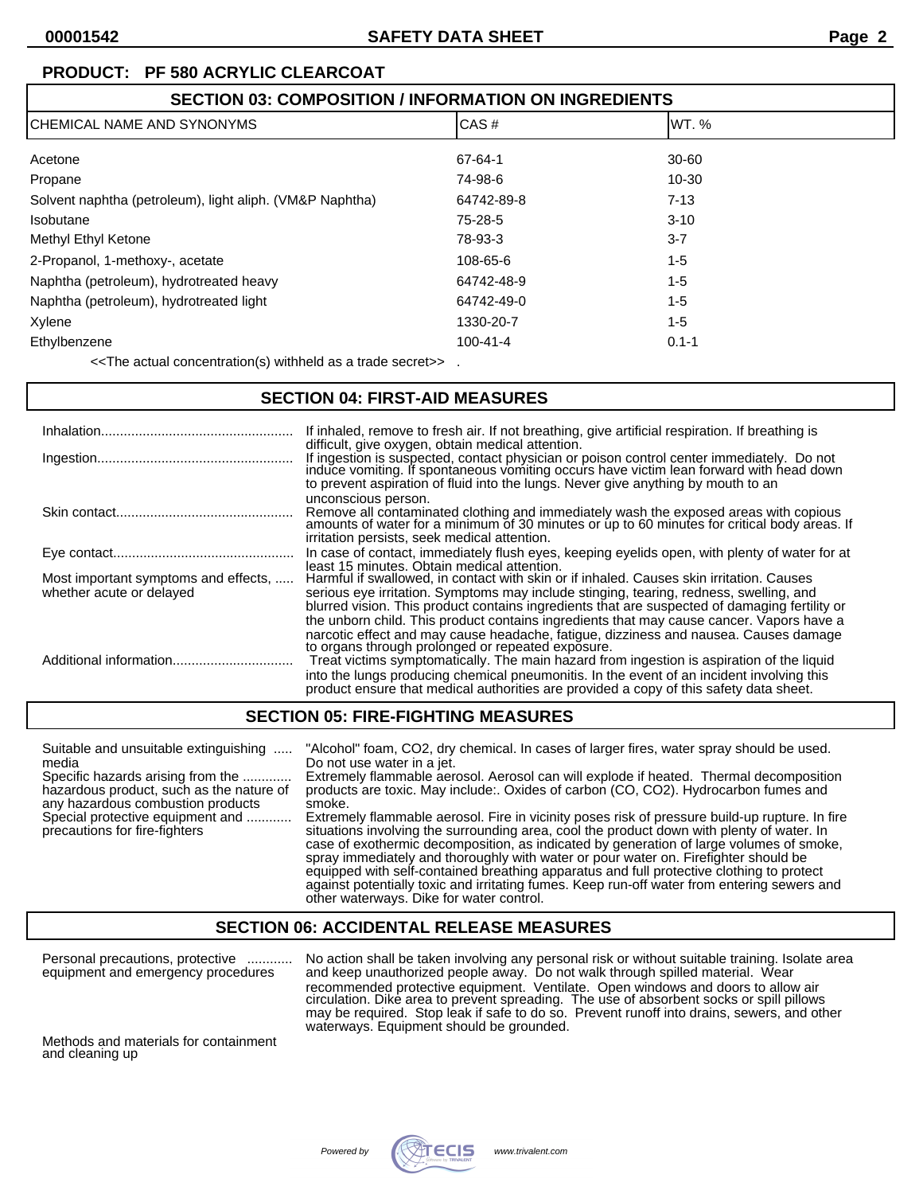**PRODUCT: PF 580 ACRYLIC CLEARCOAT**

## SECTION 03: COMPOSITION / INFORMATION ON INGREDIENTS

| CHEMICAL NAME AND SYNONYMS | CAS # | WT. % |
|---|---|---|
| Acetone | 67-64-1 | 30-60 |
| Propane | 74-98-6 | 10-30 |
| Solvent naphtha (petroleum), light aliph. (VM&P Naphtha) | 64742-89-8 | 7-13 |
| Isobutane | 75-28-5 | 3-10 |
| Methyl Ethyl Ketone | 78-93-3 | 3-7 |
| 2-Propanol, 1-methoxy-, acetate | 108-65-6 | 1-5 |
| Naphtha (petroleum), hydrotreated heavy | 64742-48-9 | 1-5 |
| Naphtha (petroleum), hydrotreated light | 64742-49-0 | 1-5 |
| Xylene | 1330-20-7 | 1-5 |
| Ethylbenzene | 100-41-4 | 0.1-1 |

<<The actual concentration(s) withheld as a trade secret>> .

## SECTION 04: FIRST-AID MEASURES

**Inhalation:** If inhaled, remove to fresh air. If not breathing, give artificial respiration. If breathing is difficult, give oxygen, obtain medical attention.

**Ingestion:** If ingestion is suspected, contact physician or poison control center immediately. Do not induce vomiting. If spontaneous vomiting occurs have victim lean forward with head down to prevent aspiration of fluid into the lungs. Never give anything by mouth to an unconscious person.

**Skin contact:** Remove all contaminated clothing and immediately wash the exposed areas with copious amounts of water for a minimum of 30 minutes or up to 60 minutes for critical body areas. If irritation persists, seek medical attention.

**Eye contact:** In case of contact, immediately flush eyes, keeping eyelids open, with plenty of water for at least 15 minutes. Obtain medical attention.

**Most important symptoms and effects, whether acute or delayed:** Harmful if swallowed, in contact with skin or if inhaled. Causes skin irritation. Causes serious eye irritation. Symptoms may include stinging, tearing, redness, swelling, and blurred vision. This product contains ingredients that are suspected of damaging fertility or the unborn child. This product contains ingredients that may cause cancer. Vapors have a narcotic effect and may cause headache, fatigue, dizziness and nausea. Causes damage to organs through prolonged or repeated exposure.

**Additional information:** Treat victims symptomatically. The main hazard from ingestion is aspiration of the liquid into the lungs producing chemical pneumonitis. In the event of an incident involving this product ensure that medical authorities are provided a copy of this safety data sheet.

## SECTION 05: FIRE-FIGHTING MEASURES

**Suitable and unsuitable extinguishing media:** "Alcohol" foam, CO2, dry chemical. In cases of larger fires, water spray should be used. Do not use water in a jet.

**Specific hazards arising from the hazardous product, such as the nature of any hazardous combustion products:** Extremely flammable aerosol. Aerosol can will explode if heated. Thermal decomposition products are toxic. May include:. Oxides of carbon (CO, CO2). Hydrocarbon fumes and smoke.

**Special protective equipment and precautions for fire-fighters:** Extremely flammable aerosol. Fire in vicinity poses risk of pressure build-up rupture. In fire situations involving the surrounding area, cool the product down with plenty of water. In case of exothermic decomposition, as indicated by generation of large volumes of smoke, spray immediately and thoroughly with water or pour water on. Firefighter should be equipped with self-contained breathing apparatus and full protective clothing to protect against potentially toxic and irritating fumes. Keep run-off water from entering sewers and other waterways. Dike for water control.

## SECTION 06: ACCIDENTAL RELEASE MEASURES

**Personal precautions, protective equipment and emergency procedures:** No action shall be taken involving any personal risk or without suitable training. Isolate area and keep unauthorized people away. Do not walk through spilled material. Wear recommended protective equipment. Ventilate. Open windows and doors to allow air circulation. Dike area to prevent spreading. The use of absorbent socks or spill pillows may be required. Stop leak if safe to do so. Prevent runoff into drains, sewers, and other waterways. Equipment should be grounded.

**Methods and materials for containment and cleaning up**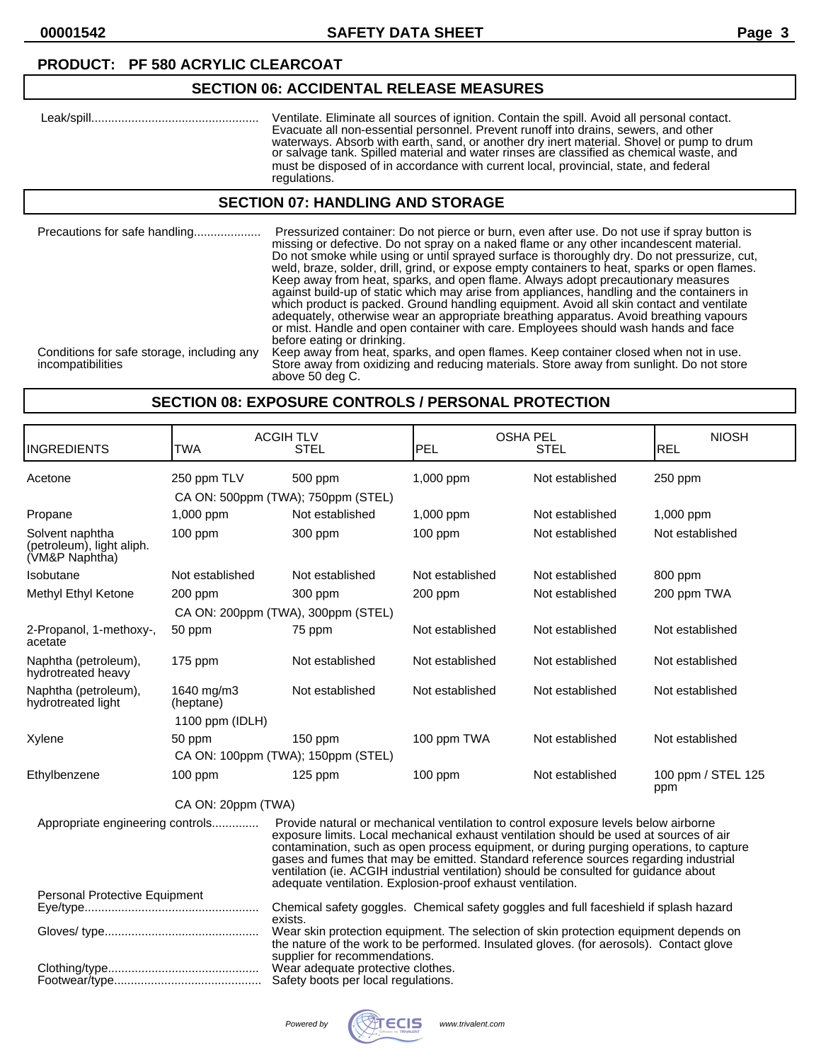**PRODUCT: PF 580 ACRYLIC CLEARCOAT**

## SECTION 06: ACCIDENTAL RELEASE MEASURES

Leak/spill.................................................. Ventilate. Eliminate all sources of ignition. Contain the spill. Avoid all personal contact. Evacuate all non-essential personnel. Prevent runoff into drains, sewers, and other waterways. Absorb with earth, sand, or another dry inert material. Shovel or pump to drum or salvage tank. Spilled material and water rinses are classified as chemical waste, and must be disposed of in accordance with current local, provincial, state, and federal regulations.

## SECTION 07: HANDLING AND STORAGE

Precautions for safe handling.................... Pressurized container: Do not pierce or burn, even after use. Do not use if spray button is missing or defective. Do not spray on a naked flame or any other incandescent material. Do not smoke while using or until sprayed surface is thoroughly dry. Do not pressurize, cut, weld, braze, solder, drill, grind, or expose empty containers to heat, sparks or open flames. Keep away from heat, sparks, and open flame. Always adopt precautionary measures against build-up of static which may arise from appliances, handling and the containers in which product is packed. Ground handling equipment. Avoid all skin contact and ventilate adequately, otherwise wear an appropriate breathing apparatus. Avoid breathing vapours or mist. Handle and open container with care. Employees should wash hands and face before eating or drinking.

Conditions for safe storage, including any incompatibilities: Keep away from heat, sparks, and open flames. Keep container closed when not in use. Store away from oxidizing and reducing materials. Store away from sunlight. Do not store above 50 deg C.

## SECTION 08: EXPOSURE CONTROLS / PERSONAL PROTECTION

| INGREDIENTS | ACGIH TLV TWA | ACGIH TLV STEL | OSHA PEL PEL | OSHA PEL STEL | NIOSH REL |
|---|---|---|---|---|---|
| Acetone | 250 ppm TLV | 500 ppm | 1,000 ppm | Not established | 250 ppm |
| | CA ON: 500ppm (TWA); 750ppm (STEL) | | | | |
| Propane | 1,000 ppm | Not established | 1,000 ppm | Not established | 1,000 ppm |
| Solvent naphtha (petroleum), light aliph. (VM&P Naphtha) | 100 ppm | 300 ppm | 100 ppm | Not established | Not established |
| Isobutane | Not established | Not established | Not established | Not established | 800 ppm |
| Methyl Ethyl Ketone | 200 ppm | 300 ppm | 200 ppm | Not established | 200 ppm TWA |
| | CA ON: 200ppm (TWA), 300ppm (STEL) | | | | |
| 2-Propanol, 1-methoxy-, acetate | 50 ppm | 75 ppm | Not established | Not established | Not established |
| Naphtha (petroleum), hydrotreated heavy | 175 ppm | Not established | Not established | Not established | Not established |
| Naphtha (petroleum), hydrotreated light | 1640 mg/m3 (heptane) | Not established | Not established | Not established | Not established |
| | 1100 ppm (IDLH) | | | | |
| Xylene | 50 ppm | 150 ppm | 100 ppm TWA | Not established | Not established |
| | CA ON: 100ppm (TWA); 150ppm (STEL) | | | | |
| Ethylbenzene | 100 ppm | 125 ppm | 100 ppm | Not established | 100 ppm / STEL 125 ppm |
| | CA ON: 20ppm (TWA) | | | | |

Appropriate engineering controls.............. Provide natural or mechanical ventilation to control exposure levels below airborne exposure limits. Local mechanical exhaust ventilation should be used at sources of air contamination, such as open process equipment, or during purging operations, to capture gases and fumes that may be emitted. Standard reference sources regarding industrial ventilation (ie. ACGIH industrial ventilation) should be consulted for guidance about adequate ventilation. Explosion-proof exhaust ventilation.

Personal Protective Equipment

Eye/type.................................................... Chemical safety goggles. Chemical safety goggles and full faceshield if splash hazard exists.

Gloves/ type.............................................. Wear skin protection equipment. The selection of skin protection equipment depends on the nature of the work to be performed. Insulated gloves. (for aerosols). Contact glove supplier for recommendations.

Clothing/type............................................. Wear adequate protective clothes.

Footwear/type............................................ Safety boots per local regulations.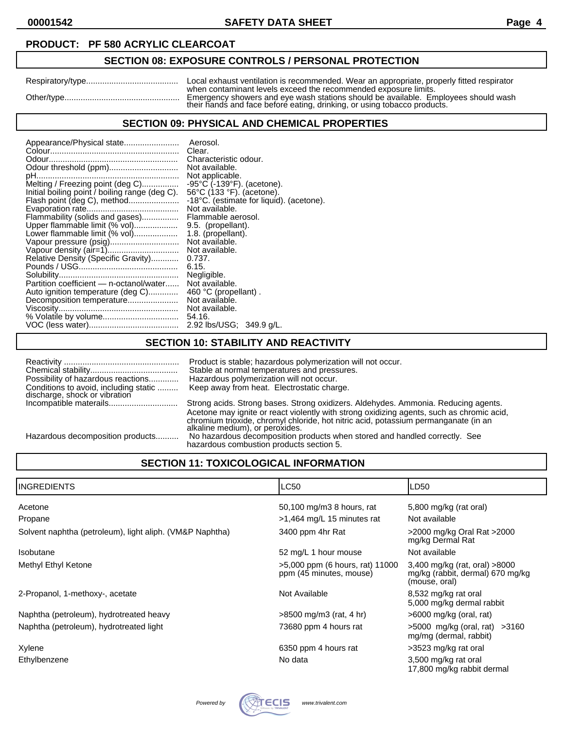**PRODUCT: PF 580 ACRYLIC CLEARCOAT**

## SECTION 08: EXPOSURE CONTROLS / PERSONAL PROTECTION

| | |
|---|---|
| Respiratory/type | Local exhaust ventilation is recommended. Wear an appropriate, properly fitted respirator when contaminant levels exceed the recommended exposure limits. |
| Other/type | Emergency showers and eye wash stations should be available. Employees should wash their hands and face before eating, drinking, or using tobacco products. |

## SECTION 09: PHYSICAL AND CHEMICAL PROPERTIES

| | |
|---|---|
| Appearance/Physical state | Aerosol. |
| Colour | Clear. |
| Odour | Characteristic odour. |
| Odour threshold (ppm) | Not available. |
| pH | Not applicable. |
| Melting / Freezing point (deg C) | -95°C (-139°F). (acetone). |
| Initial boiling point / boiling range (deg C). | 56°C (133 °F). (acetone). |
| Flash point (deg C), method | -18°C. (estimate for liquid). (acetone). |
| Evaporation rate | Not available. |
| Flammability (solids and gases) | Flammable aerosol. |
| Upper flammable limit (% vol) | 9.5. (propellant). |
| Lower flammable limit (% vol) | 1.8. (propellant). |
| Vapour pressure (psig) | Not available. |
| Vapour density (air=1) | Not available. |
| Relative Density (Specific Gravity) | 0.737. |
| Pounds / USG | 6.15. |
| Solubility | Negligible. |
| Partition coefficient — n-octanol/water | Not available. |
| Auto ignition temperature (deg C) | 460 °C (propellant) . |
| Decomposition temperature | Not available. |
| Viscosity | Not available. |
| % Volatile by volume | 54.16. |
| VOC (less water) | 2.92 lbs/USG; 349.9 g/L. |

## SECTION 10: STABILITY AND REACTIVITY

| | |
|---|---|
| Reactivity | Product is stable; hazardous polymerization will not occur. |
| Chemical stability | Stable at normal temperatures and pressures. |
| Possibility of hazardous reactions | Hazardous polymerization will not occur. |
| Conditions to avoid, including static discharge, shock or vibration | Keep away from heat. Electrostatic charge. |
| Incompatible materails | Strong acids. Strong bases. Strong oxidizers. Aldehydes. Ammonia. Reducing agents. Acetone may ignite or react violently with strong oxidizing agents, such as chromic acid, chromium trioxide, chromyl chloride, hot nitric acid, potassium permanganate (in an alkaline medium), or peroxides. |
| Hazardous decomposition products | No hazardous decomposition products when stored and handled correctly. See hazardous combustion products section 5. |

## SECTION 11: TOXICOLOGICAL INFORMATION

| INGREDIENTS | LC50 | LD50 |
|---|---|---|
| Acetone | 50,100 mg/m3 8 hours, rat | 5,800 mg/kg (rat oral) |
| Propane | >1,464 mg/L 15 minutes rat | Not available |
| Solvent naphtha (petroleum), light aliph. (VM&P Naphtha) | 3400 ppm 4hr Rat | >2000 mg/kg Oral Rat >2000 mg/kg Dermal Rat |
| Isobutane | 52 mg/L 1 hour mouse | Not available |
| Methyl Ethyl Ketone | >5,000 ppm (6 hours, rat) 11000 ppm (45 minutes, mouse) | 3,400 mg/kg (rat, oral) >8000 mg/kg (rabbit, dermal) 670 mg/kg (mouse, oral) |
| 2-Propanol, 1-methoxy-, acetate | Not Available | 8,532 mg/kg rat oral 5,000 mg/kg dermal rabbit |
| Naphtha (petroleum), hydrotreated heavy | >8500 mg/m3 (rat, 4 hr) | >6000 mg/kg (oral, rat) |
| Naphtha (petroleum), hydrotreated light | 73680 ppm 4 hours rat | >5000 mg/kg (oral, rat) >3160 mg/mg (dermal, rabbit) |
| Xylene | 6350 ppm 4 hours rat | >3523 mg/kg rat oral |
| Ethylbenzene | No data | 3,500 mg/kg rat oral 17,800 mg/kg rabbit dermal |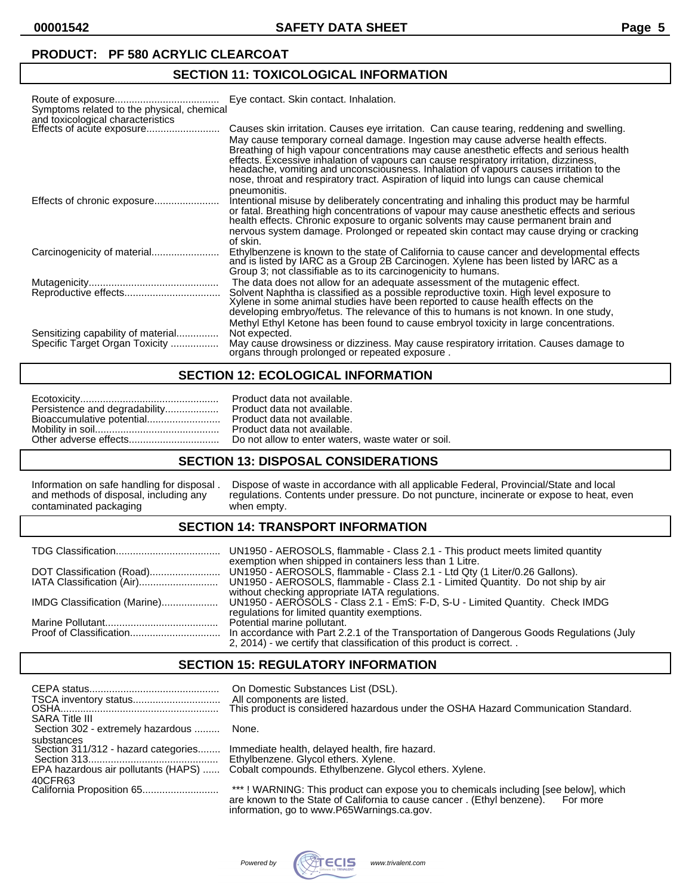**PRODUCT: PF 580 ACRYLIC CLEARCOAT**

## SECTION 11: TOXICOLOGICAL INFORMATION

| | |
|---|---|
| Route of exposure..................................... | Eye contact. Skin contact. Inhalation. |
| Symptoms related to the physical, chemical and toxicological characteristics | |
| Effects of acute exposure.......................... | Causes skin irritation. Causes eye irritation. Can cause tearing, reddening and swelling. May cause temporary corneal damage. Ingestion may cause adverse health effects. Breathing of high vapour concentrations may cause anesthetic effects and serious health effects. Excessive inhalation of vapours can cause respiratory irritation, dizziness, headache, vomiting and unconsciousness. Inhalation of vapours causes irritation to the nose, throat and respiratory tract. Aspiration of liquid into lungs can cause chemical pneumonitis. |
| Effects of chronic exposure....................... | Intentional misuse by deliberately concentrating and inhaling this product may be harmful or fatal. Breathing high concentrations of vapour may cause anesthetic effects and serious health effects. Chronic exposure to organic solvents may cause permanent brain and nervous system damage. Prolonged or repeated skin contact may cause drying or cracking of skin. |
| Carcinogenicity of material........................ | Ethylbenzene is known to the state of California to cause cancer and developmental effects and is listed by IARC as a Group 2B Carcinogen. Xylene has been listed by IARC as a Group 3; not classifiable as to its carcinogenicity to humans. |
| Mutagenicity............................................. | The data does not allow for an adequate assessment of the mutagenic effect. |
| Reproductive effects................................. | Solvent Naphtha is classified as a possible reproductive toxin. High level exposure to Xylene in some animal studies have been reported to cause health effects on the developing embryo/fetus. The relevance of this to humans is not known. In one study, Methyl Ethyl Ketone has been found to cause embryol toxicity in large concentrations. |
| Sensitizing capability of material............... | Not expected. |
| Specific Target Organ Toxicity ................. | May cause drowsiness or dizziness. May cause respiratory irritation. Causes damage to organs through prolonged or repeated exposure . |

## SECTION 12: ECOLOGICAL INFORMATION

| | |
|---|---|
| Ecotoxicity................................................. | Product data not available. |
| Persistence and degradability................... | Product data not available. |
| Bioaccumulative potential.......................... | Product data not available. |
| Mobility in soil........................................... | Product data not available. |
| Other adverse effects................................ | Do not allow to enter waters, waste water or soil. |

## SECTION 13: DISPOSAL CONSIDERATIONS

| | |
|---|---|
| Information on safe handling for disposal . and methods of disposal, including any contaminated packaging | Dispose of waste in accordance with all applicable Federal, Provincial/State and local regulations. Contents under pressure. Do not puncture, incinerate or expose to heat, even when empty. |

## SECTION 14: TRANSPORT INFORMATION

| | |
|---|---|
| TDG Classification..................................... | UN1950 - AEROSOLS, flammable - Class 2.1 - This product meets limited quantity exemption when shipped in containers less than 1 Litre. |
| DOT Classification (Road)......................... | UN1950 - AEROSOLS, flammable - Class 2.1 - Ltd Qty (1 Liter/0.26 Gallons). |
| IATA Classification (Air)............................ | UN1950 - AEROSOLS, flammable - Class 2.1 - Limited Quantity. Do not ship by air without checking appropriate IATA regulations. |
| IMDG Classification (Marine).................... | UN1950 - AEROSOLS - Class 2.1 - EmS: F-D, S-U - Limited Quantity. Check IMDG regulations for limited quantity exemptions. |
| Marine Pollutant........................................ | Potential marine pollutant. |
| Proof of Classification................................ | In accordance with Part 2.2.1 of the Transportation of Dangerous Goods Regulations (July 2, 2014) - we certify that classification of this product is correct. . |

## SECTION 15: REGULATORY INFORMATION

| | |
|---|---|
| CEPA status.............................................. | On Domestic Substances List (DSL). |
| TSCA inventory status............................... | All components are listed. |
| OSHA........................................................ | This product is considered hazardous under the OSHA Hazard Communication Standard. |
| SARA Title III | |
| Section 302 - extremely hazardous ......... substances | None. |
| Section 311/312 - hazard categories........ | Immediate health, delayed health, fire hazard. |
| Section 313............................................. | Ethylbenzene. Glycol ethers. Xylene. |
| EPA hazardous air pollutants (HAPS) ...... 40CFR63 | Cobalt compounds. Ethylbenzene. Glycol ethers. Xylene. |
| California Proposition 65........................... | *** ! WARNING: This product can expose you to chemicals including [see below], which are known to the State of California to cause cancer . (Ethyl benzene). For more information, go to www.P65Warnings.ca.gov. |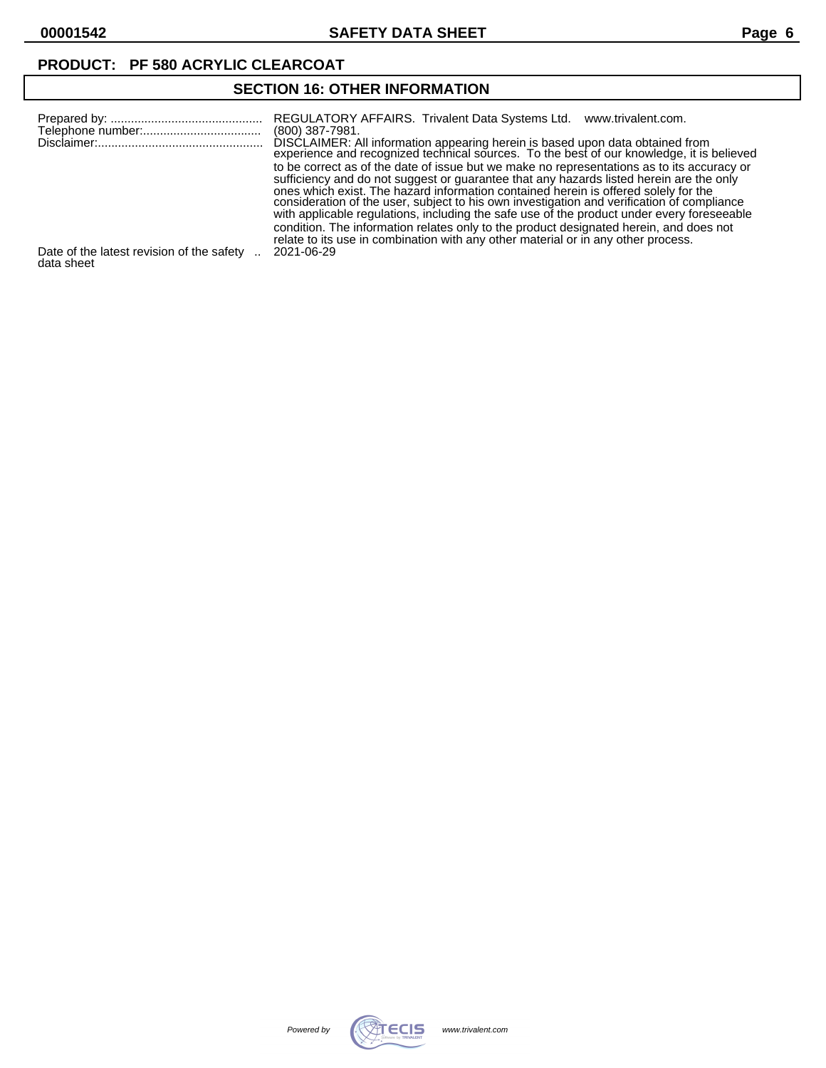**PRODUCT: PF 580 ACRYLIC CLEARCOAT**

## SECTION 16: OTHER INFORMATION

| | |
|---|---|
| Prepared by: | REGULATORY AFFAIRS. Trivalent Data Systems Ltd. www.trivalent.com. |
| Telephone number: | (800) 387-7981. |
| Disclaimer: | DISCLAIMER: All information appearing herein is based upon data obtained from experience and recognized technical sources. To the best of our knowledge, it is believed to be correct as of the date of issue but we make no representations as to its accuracy or sufficiency and do not suggest or guarantee that any hazards listed herein are the only ones which exist. The hazard information contained herein is offered solely for the consideration of the user, subject to his own investigation and verification of compliance with applicable regulations, including the safe use of the product under every foreseeable condition. The information relates only to the product designated herein, and does not relate to its use in combination with any other material or in any other process. |
| Date of the latest revision of the safety data sheet | 2021-06-29 |